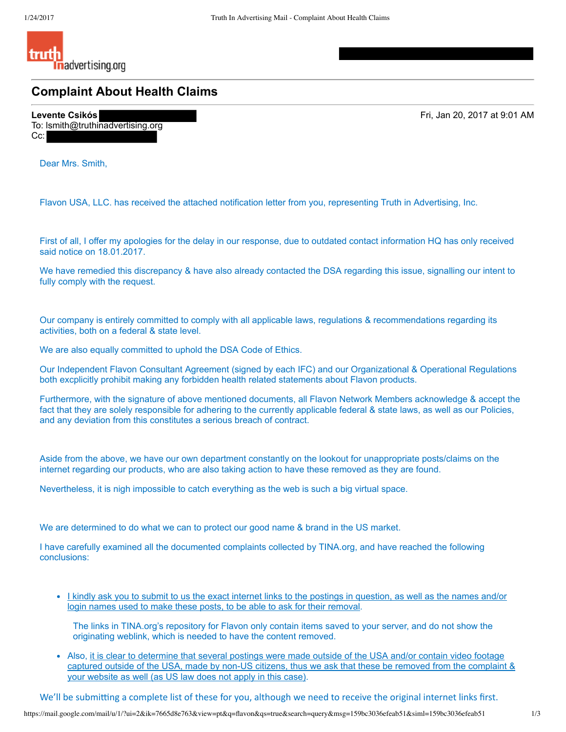truth in advertising.org

# Complaint About Health Claims

**Levente Csikós**
To: lsmith@truthinadvertising.org
Cc:

Fri, Jan 20, 2017 at 9:01 AM

Dear Mrs. Smith,

Flavon USA, LLC. has received the attached notification letter from you, representing Truth in Advertising, Inc.

First of all, I offer my apologies for the delay in our response, due to outdated contact information HQ has only received said notice on 18.01.2017.

We have remedied this discrepancy & have also already contacted the DSA regarding this issue, signalling our intent to fully comply with the request.

Our company is entirely committed to comply with all applicable laws, regulations & recommendations regarding its activities, both on a federal & state level.

We are also equally committed to uphold the DSA Code of Ethics.

Our Independent Flavon Consultant Agreement (signed by each IFC) and our Organizational & Operational Regulations both excplicitly prohibit making any forbidden health related statements about Flavon products.

Furthermore, with the signature of above mentioned documents, all Flavon Network Members acknowledge & accept the fact that they are solely responsible for adhering to the currently applicable federal & state laws, as well as our Policies, and any deviation from this constitutes a serious breach of contract.

Aside from the above, we have our own department constantly on the lookout for unappropriate posts/claims on the internet regarding our products, who are also taking action to have these removed as they are found.

Nevertheless, it is nigh impossible to catch everything as the web is such a big virtual space.

We are determined to do what we can to protect our good name & brand in the US market.

I have carefully examined all the documented complaints collected by TINA.org, and have reached the following conclusions:

- I kindly ask you to submit to us the exact internet links to the postings in question, as well as the names and/or login names used to make these posts, to be able to ask for their removal.

  The links in TINA.org's repository for Flavon only contain items saved to your server, and do not show the originating weblink, which is needed to have the content removed.

- Also, it is clear to determine that several postings were made outside of the USA and/or contain video footage captured outside of the USA, made by non-US citizens, thus we ask that these be removed from the complaint & your website as well (as US law does not apply in this case).

We'll be submitting a complete list of these for you, although we need to receive the original internet links first.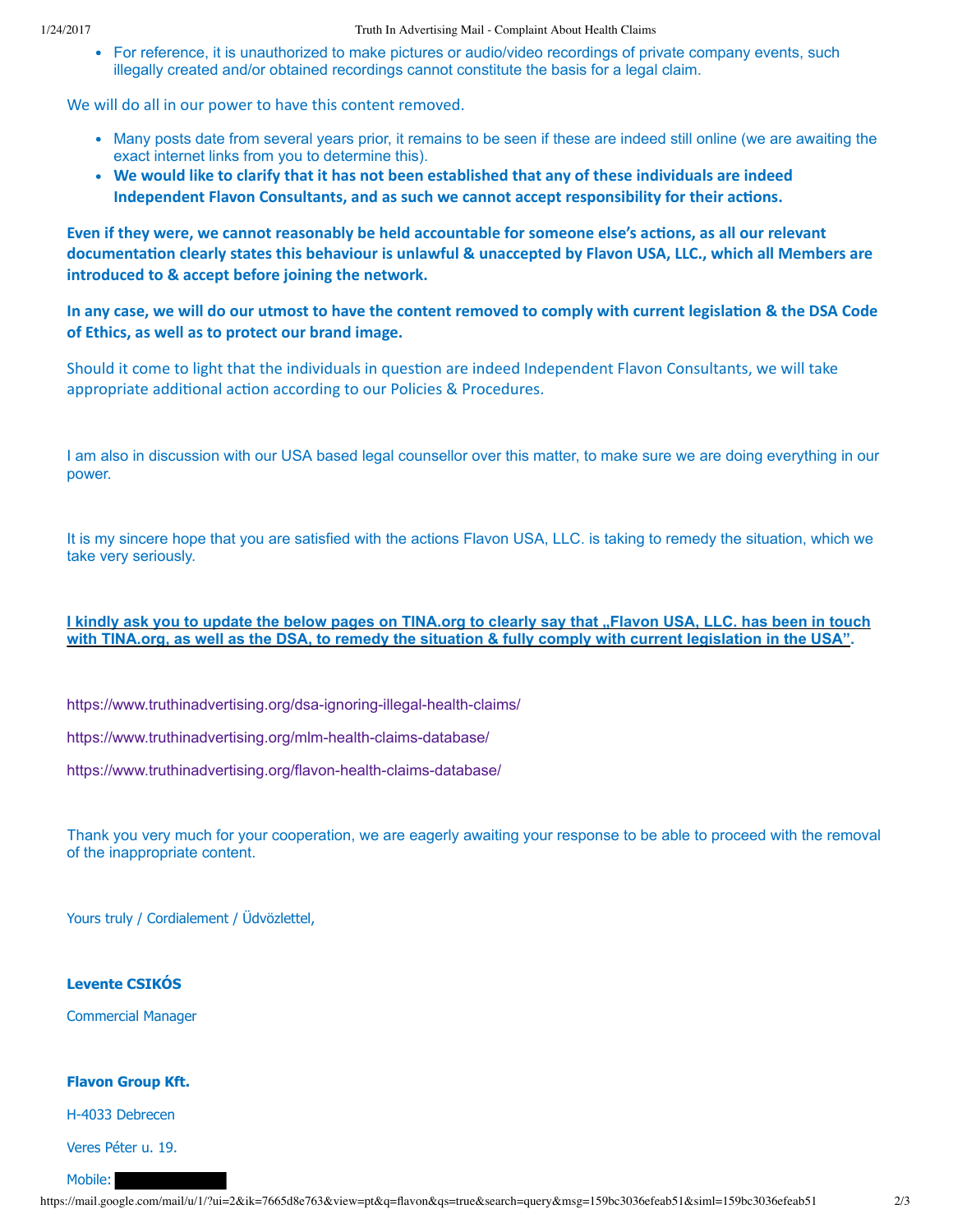- For reference, it is unauthorized to make pictures or audio/video recordings of private company events, such illegally created and/or obtained recordings cannot constitute the basis for a legal claim.

We will do all in our power to have this content removed.

- Many posts date from several years prior, it remains to be seen if these are indeed still online (we are awaiting the exact internet links from you to determine this).
- **We would like to clarify that it has not been established that any of these individuals are indeed Independent Flavon Consultants, and as such we cannot accept responsibility for their actions.**

**Even if they were, we cannot reasonably be held accountable for someone else's actions, as all our relevant documentation clearly states this behaviour is unlawful & unaccepted by Flavon USA, LLC., which all Members are introduced to & accept before joining the network.**

**In any case, we will do our utmost to have the content removed to comply with current legislation & the DSA Code of Ethics, as well as to protect our brand image.**

Should it come to light that the individuals in question are indeed Independent Flavon Consultants, we will take appropriate additional action according to our Policies & Procedures.

I am also in discussion with our USA based legal counsellor over this matter, to make sure we are doing everything in our power.

It is my sincere hope that you are satisfied with the actions Flavon USA, LLC. is taking to remedy the situation, which we take very seriously.

**I kindly ask you to update the below pages on TINA.org to clearly say that „Flavon USA, LLC. has been in touch with TINA.org, as well as the DSA, to remedy the situation & fully comply with current legislation in the USA".**

https://www.truthinadvertising.org/dsa-ignoring-illegal-health-claims/

https://www.truthinadvertising.org/mlm-health-claims-database/

https://www.truthinadvertising.org/flavon-health-claims-database/

Thank you very much for your cooperation, we are eagerly awaiting your response to be able to proceed with the removal of the inappropriate content.

Yours truly / Cordialement / Üdvözlettel,

**Levente CSIKÓS**

Commercial Manager

**Flavon Group Kft.**

H-4033 Debrecen

Veres Péter u. 19.

Mobile: [redacted]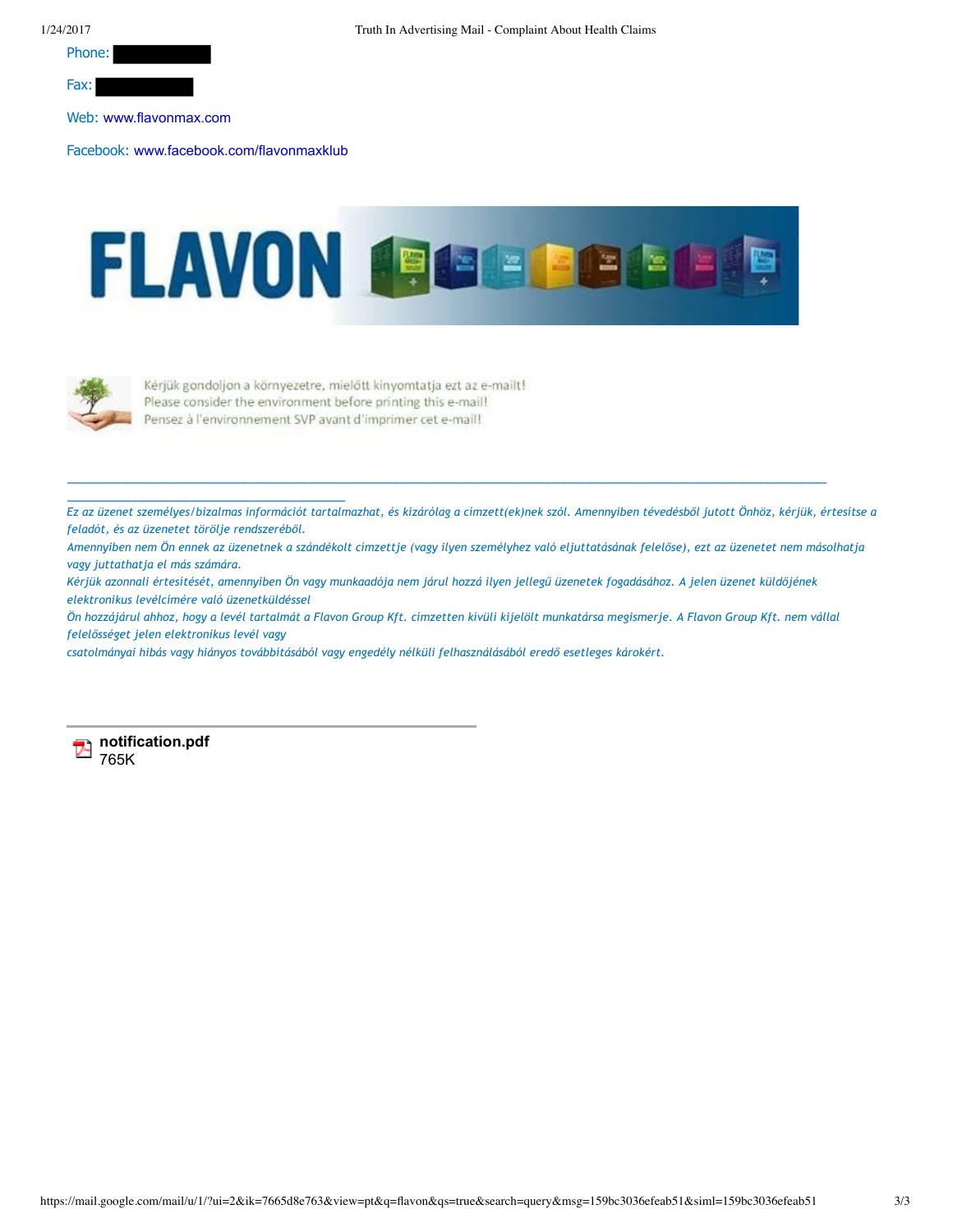Phone: ██████████

Fax: ██████████

Web: www.flavonmax.com

Facebook: www.facebook.com/flavonmaxklub

FLAVON

Kérjük gondoljon a környezetre, mielőtt kinyomtatja ezt az e-mailt!
Please consider the environment before printing this e-mail!
Pensez à l'environnement SVP avant d'imprimer cet e-mail!

---

*Ez az üzenet személyes/bizalmas információt tartalmazhat, és kizárólag a címzett(ek)nek szól. Amennyiben tévedésből jutott Önhöz, kérjük, értesítse a feladót, és az üzenetet törölje rendszeréből.*
*Amennyiben nem Ön ennek az üzenetnek a szándékolt címzettje (vagy ilyen személyhez való eljuttatásának felelőse), ezt az üzenetet nem másolhatja vagy juttathatja el más számára.*
*Kérjük azonnali értesítését, amennyiben Ön vagy munkaadója nem járul hozzá ilyen jellegű üzenetek fogadásához. A jelen üzenet küldőjének elektronikus levélcímére való üzenetküldéssel*
*Ön hozzájárul ahhoz, hogy a levél tartalmát a Flavon Group Kft. címzetten kívüli kijelölt munkatársa megismerje. A Flavon Group Kft. nem vállal felelősséget jelen elektronikus levél vagy*
*csatolmányai hibás vagy hiányos továbbításából vagy engedély nélküli felhasználásából eredő esetleges károkért.*

---

**notification.pdf**
765K